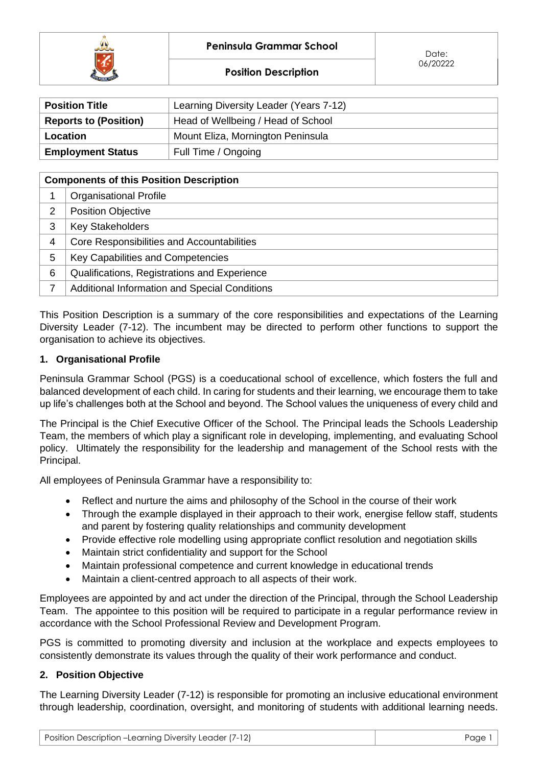| Peninsula Grammar School | Date: 06/20222 |
|---|---|
| **Position Description** | |

| **Position Title** | Learning Diversity Leader (Years 7-12) |
|---|---|
| **Reports to (Position)** | Head of Wellbeing / Head of School |
| **Location** | Mount Eliza, Mornington Peninsula |
| **Employment Status** | Full Time / Ongoing |

| **Components of this Position Description** | |
|---|---|
| 1 | Organisational Profile |
| 2 | Position Objective |
| 3 | Key Stakeholders |
| 4 | Core Responsibilities and Accountabilities |
| 5 | Key Capabilities and Competencies |
| 6 | Qualifications, Registrations and Experience |
| 7 | Additional Information and Special Conditions |

This Position Description is a summary of the core responsibilities and expectations of the Learning Diversity Leader (7-12). The incumbent may be directed to perform other functions to support the organisation to achieve its objectives.

## 1. Organisational Profile

Peninsula Grammar School (PGS) is a coeducational school of excellence, which fosters the full and balanced development of each child. In caring for students and their learning, we encourage them to take up life's challenges both at the School and beyond. The School values the uniqueness of every child and

The Principal is the Chief Executive Officer of the School. The Principal leads the Schools Leadership Team, the members of which play a significant role in developing, implementing, and evaluating School policy. Ultimately the responsibility for the leadership and management of the School rests with the Principal.

All employees of Peninsula Grammar have a responsibility to:

- Reflect and nurture the aims and philosophy of the School in the course of their work
- Through the example displayed in their approach to their work, energise fellow staff, students and parent by fostering quality relationships and community development
- Provide effective role modelling using appropriate conflict resolution and negotiation skills
- Maintain strict confidentiality and support for the School
- Maintain professional competence and current knowledge in educational trends
- Maintain a client-centred approach to all aspects of their work.

Employees are appointed by and act under the direction of the Principal, through the School Leadership Team. The appointee to this position will be required to participate in a regular performance review in accordance with the School Professional Review and Development Program.

PGS is committed to promoting diversity and inclusion at the workplace and expects employees to consistently demonstrate its values through the quality of their work performance and conduct.

## 2. Position Objective

The Learning Diversity Leader (7-12) is responsible for promoting an inclusive educational environment through leadership, coordination, oversight, and monitoring of students with additional learning needs.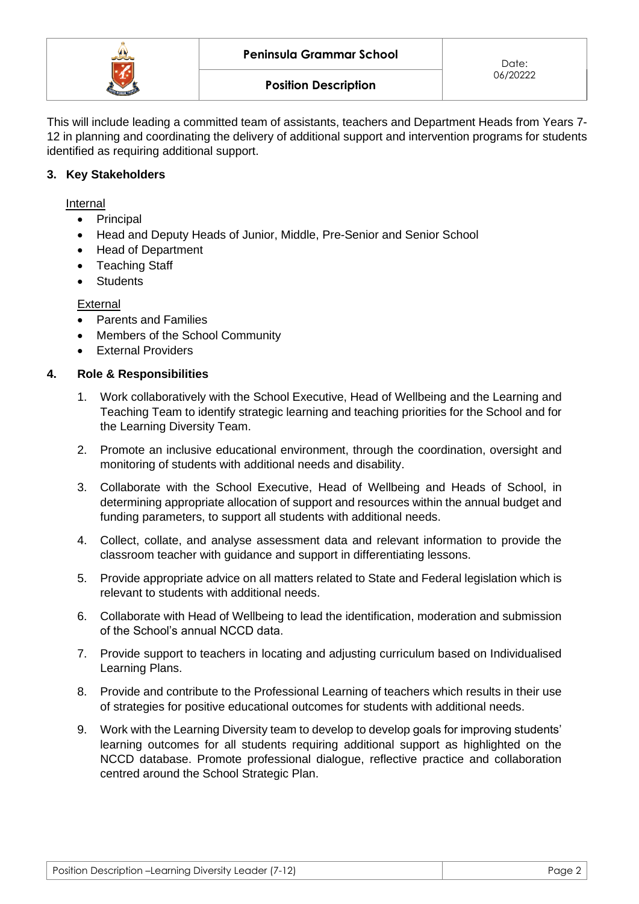This will include leading a committed team of assistants, teachers and Department Heads from Years 7-12 in planning and coordinating the delivery of additional support and intervention programs for students identified as requiring additional support.

## 3. Key Stakeholders

Internal

- Principal
- Head and Deputy Heads of Junior, Middle, Pre-Senior and Senior School
- Head of Department
- Teaching Staff
- Students

External

- Parents and Families
- Members of the School Community
- External Providers

## 4. Role & Responsibilities

1. Work collaboratively with the School Executive, Head of Wellbeing and the Learning and Teaching Team to identify strategic learning and teaching priorities for the School and for the Learning Diversity Team.
2. Promote an inclusive educational environment, through the coordination, oversight and monitoring of students with additional needs and disability.
3. Collaborate with the School Executive, Head of Wellbeing and Heads of School, in determining appropriate allocation of support and resources within the annual budget and funding parameters, to support all students with additional needs.
4. Collect, collate, and analyse assessment data and relevant information to provide the classroom teacher with guidance and support in differentiating lessons.
5. Provide appropriate advice on all matters related to State and Federal legislation which is relevant to students with additional needs.
6. Collaborate with Head of Wellbeing to lead the identification, moderation and submission of the School's annual NCCD data.
7. Provide support to teachers in locating and adjusting curriculum based on Individualised Learning Plans.
8. Provide and contribute to the Professional Learning of teachers which results in their use of strategies for positive educational outcomes for students with additional needs.
9. Work with the Learning Diversity team to develop to develop goals for improving students' learning outcomes for all students requiring additional support as highlighted on the NCCD database. Promote professional dialogue, reflective practice and collaboration centred around the School Strategic Plan.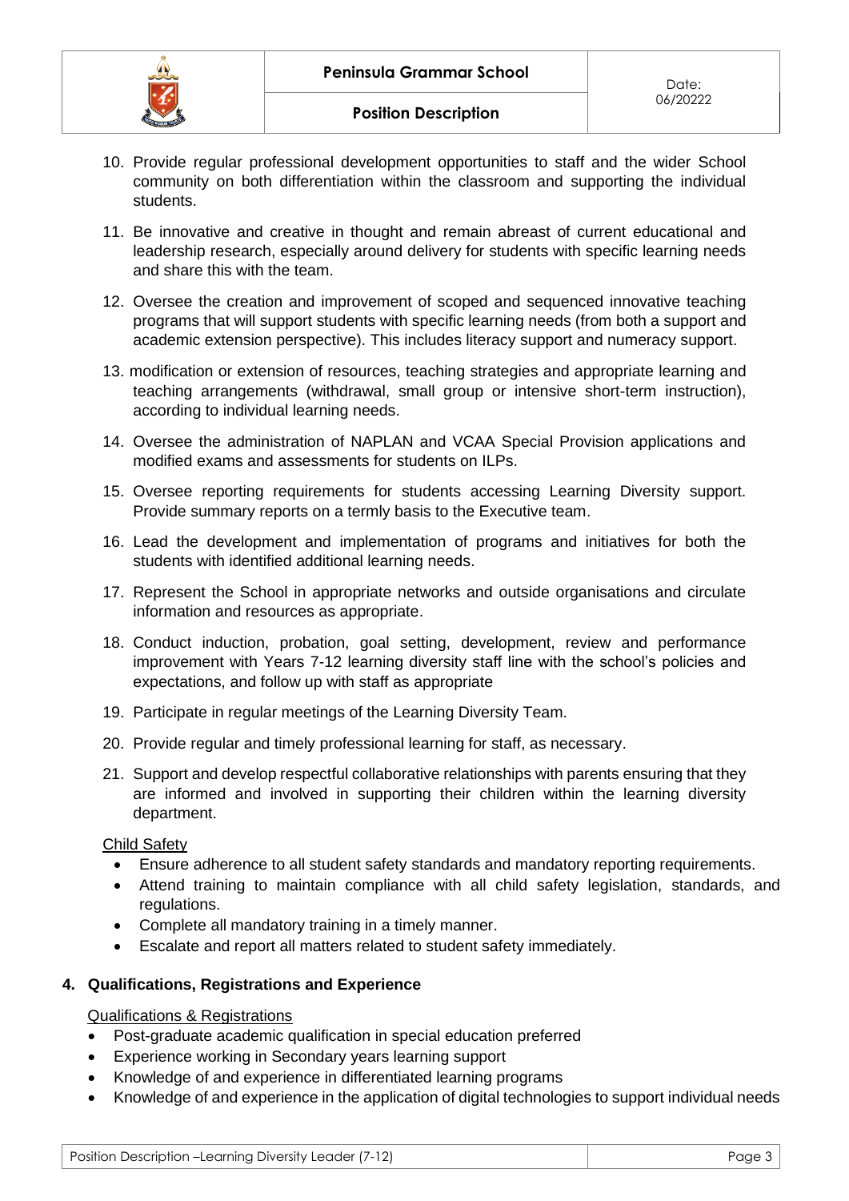10. Provide regular professional development opportunities to staff and the wider School community on both differentiation within the classroom and supporting the individual students.
11. Be innovative and creative in thought and remain abreast of current educational and leadership research, especially around delivery for students with specific learning needs and share this with the team.
12. Oversee the creation and improvement of scoped and sequenced innovative teaching programs that will support students with specific learning needs (from both a support and academic extension perspective). This includes literacy support and numeracy support.
13. modification or extension of resources, teaching strategies and appropriate learning and teaching arrangements (withdrawal, small group or intensive short-term instruction), according to individual learning needs.
14. Oversee the administration of NAPLAN and VCAA Special Provision applications and modified exams and assessments for students on ILPs.
15. Oversee reporting requirements for students accessing Learning Diversity support. Provide summary reports on a termly basis to the Executive team.
16. Lead the development and implementation of programs and initiatives for both the students with identified additional learning needs.
17. Represent the School in appropriate networks and outside organisations and circulate information and resources as appropriate.
18. Conduct induction, probation, goal setting, development, review and performance improvement with Years 7-12 learning diversity staff line with the school's policies and expectations, and follow up with staff as appropriate
19. Participate in regular meetings of the Learning Diversity Team.
20. Provide regular and timely professional learning for staff, as necessary.
21. Support and develop respectful collaborative relationships with parents ensuring that they are informed and involved in supporting their children within the learning diversity department.

Child Safety

- Ensure adherence to all student safety standards and mandatory reporting requirements.
- Attend training to maintain compliance with all child safety legislation, standards, and regulations.
- Complete all mandatory training in a timely manner.
- Escalate and report all matters related to student safety immediately.

## 4. Qualifications, Registrations and Experience

Qualifications & Registrations

- Post-graduate academic qualification in special education preferred
- Experience working in Secondary years learning support
- Knowledge of and experience in differentiated learning programs
- Knowledge of and experience in the application of digital technologies to support individual needs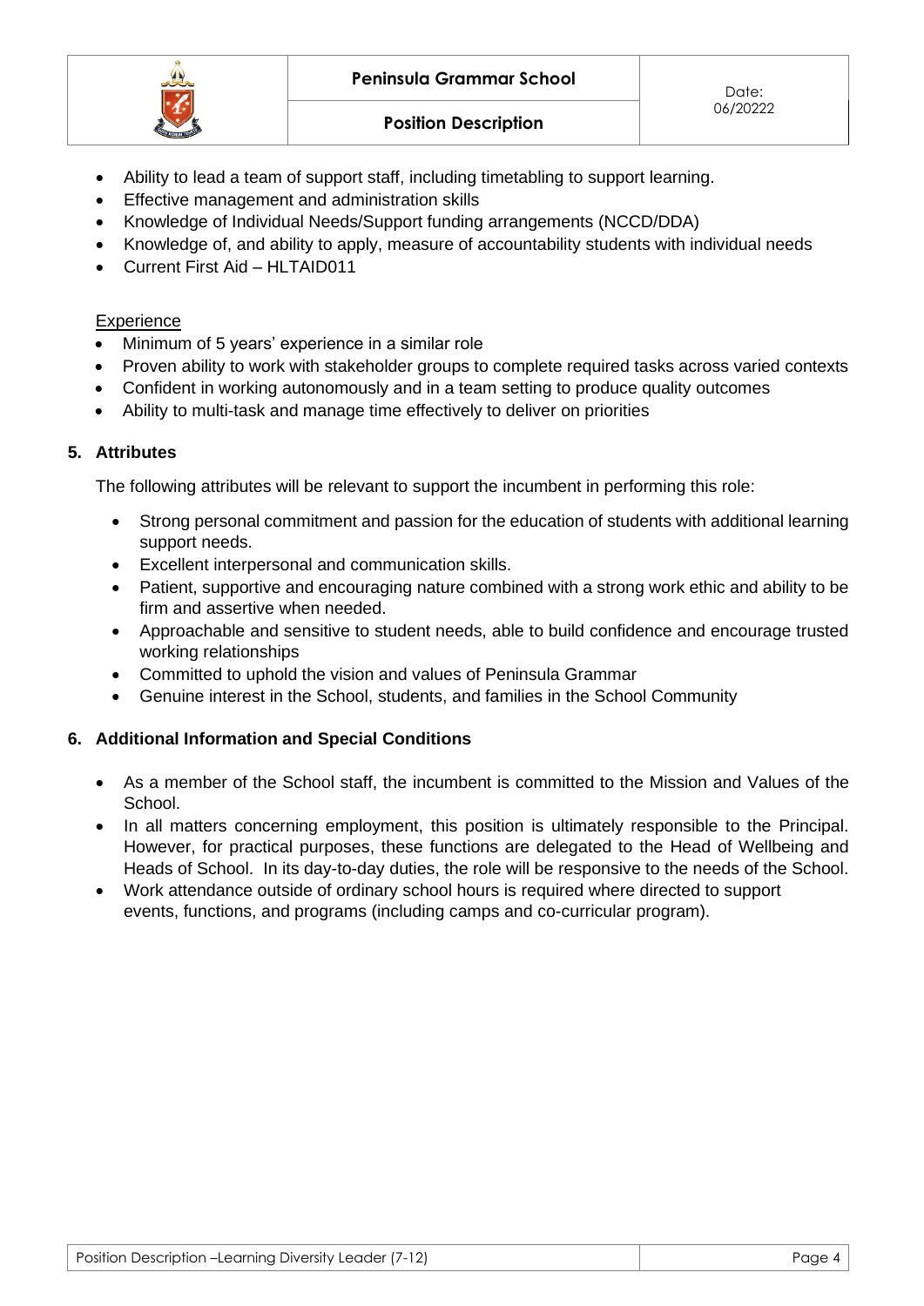- Ability to lead a team of support staff, including timetabling to support learning.
- Effective management and administration skills
- Knowledge of Individual Needs/Support funding arrangements (NCCD/DDA)
- Knowledge of, and ability to apply, measure of accountability students with individual needs
- Current First Aid – HLTAID011

Experience

- Minimum of 5 years' experience in a similar role
- Proven ability to work with stakeholder groups to complete required tasks across varied contexts
- Confident in working autonomously and in a team setting to produce quality outcomes
- Ability to multi-task and manage time effectively to deliver on priorities

## 5. Attributes

The following attributes will be relevant to support the incumbent in performing this role:

- Strong personal commitment and passion for the education of students with additional learning support needs.
- Excellent interpersonal and communication skills.
- Patient, supportive and encouraging nature combined with a strong work ethic and ability to be firm and assertive when needed.
- Approachable and sensitive to student needs, able to build confidence and encourage trusted working relationships
- Committed to uphold the vision and values of Peninsula Grammar
- Genuine interest in the School, students, and families in the School Community

## 6. Additional Information and Special Conditions

- As a member of the School staff, the incumbent is committed to the Mission and Values of the School.
- In all matters concerning employment, this position is ultimately responsible to the Principal. However, for practical purposes, these functions are delegated to the Head of Wellbeing and Heads of School. In its day-to-day duties, the role will be responsive to the needs of the School.
- Work attendance outside of ordinary school hours is required where directed to support events, functions, and programs (including camps and co-curricular program).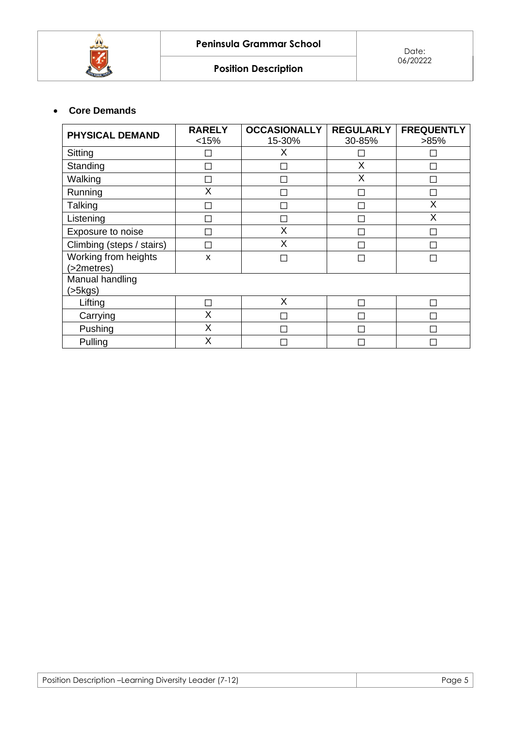- **Core Demands**

| PHYSICAL DEMAND | RARELY <15% | OCCASIONALLY 15-30% | REGULARLY 30-85% | FREQUENTLY >85% |
|---|---|---|---|---|
| Sitting | ☐ | X | ☐ | ☐ |
| Standing | ☐ | ☐ | X | ☐ |
| Walking | ☐ | ☐ | X | ☐ |
| Running | X | ☐ | ☐ | ☐ |
| Talking | ☐ | ☐ | ☐ | X |
| Listening | ☐ | ☐ | ☐ | X |
| Exposure to noise | ☐ | X | ☐ | ☐ |
| Climbing (steps / stairs) | ☐ | X | ☐ | ☐ |
| Working from heights (>2metres) | x | ☐ | ☐ | ☐ |
| Manual handling (>5kgs) | | | | |
| Lifting | ☐ | X | ☐ | ☐ |
| Carrying | X | ☐ | ☐ | ☐ |
| Pushing | X | ☐ | ☐ | ☐ |
| Pulling | X | ☐ | ☐ | ☐ |